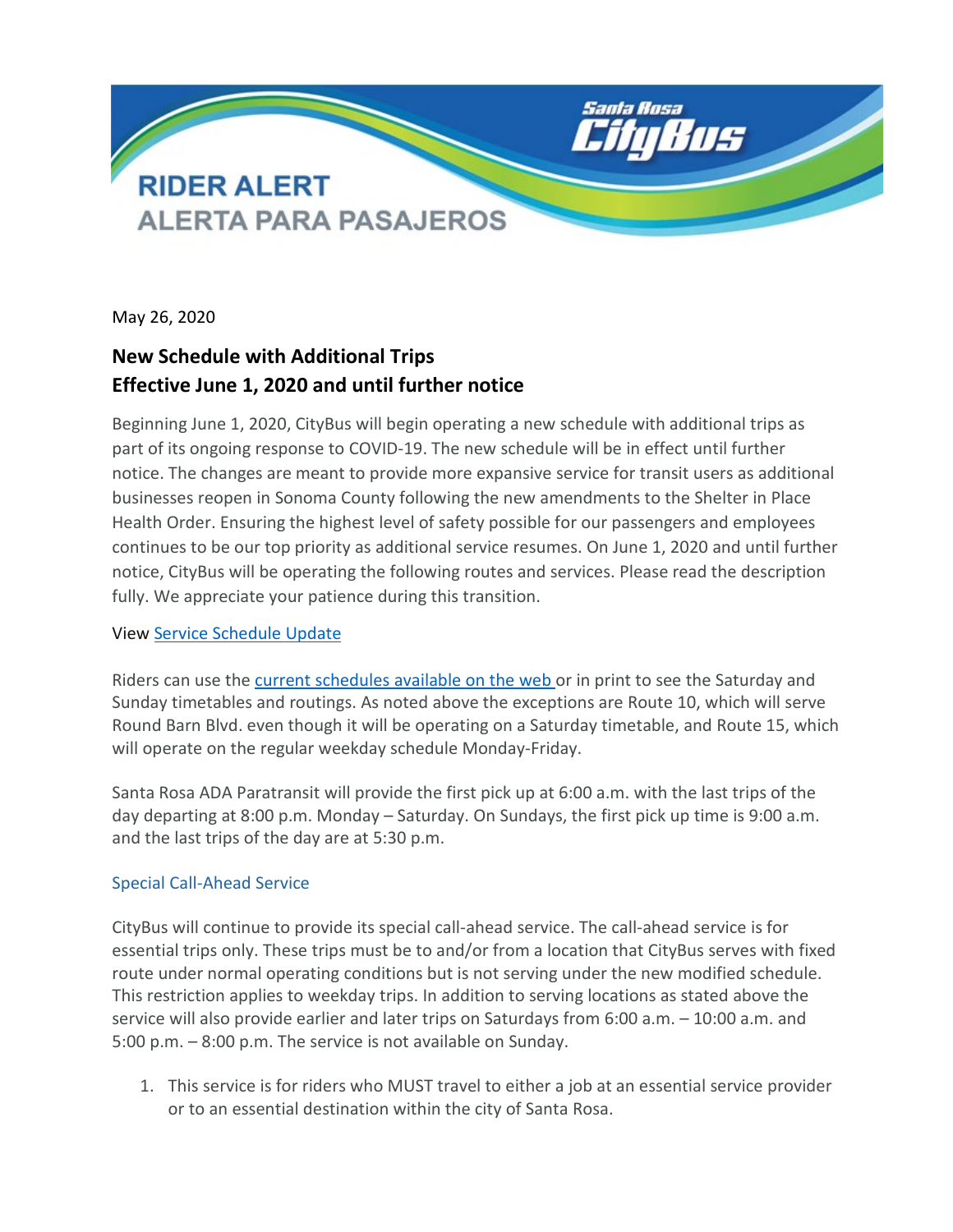# RIDER ALERT
## ALERTA PARA PASAJEROS

May 26, 2020

**New Schedule with Additional Trips**
**Effective June 1, 2020 and until further notice**

Beginning June 1, 2020, CityBus will begin operating a new schedule with additional trips as part of its ongoing response to COVID-19. The new schedule will be in effect until further notice. The changes are meant to provide more expansive service for transit users as additional businesses reopen in Sonoma County following the new amendments to the Shelter in Place Health Order. Ensuring the highest level of safety possible for our passengers and employees continues to be our top priority as additional service resumes. On June 1, 2020 and until further notice, CityBus will be operating the following routes and services. Please read the description fully. We appreciate your patience during this transition.

View Service Schedule Update

Riders can use the current schedules available on the web or in print to see the Saturday and Sunday timetables and routings. As noted above the exceptions are Route 10, which will serve Round Barn Blvd. even though it will be operating on a Saturday timetable, and Route 15, which will operate on the regular weekday schedule Monday-Friday.

Santa Rosa ADA Paratransit will provide the first pick up at 6:00 a.m. with the last trips of the day departing at 8:00 p.m. Monday – Saturday. On Sundays, the first pick up time is 9:00 a.m. and the last trips of the day are at 5:30 p.m.

### Special Call-Ahead Service

CityBus will continue to provide its special call-ahead service. The call-ahead service is for essential trips only. These trips must be to and/or from a location that CityBus serves with fixed route under normal operating conditions but is not serving under the new modified schedule. This restriction applies to weekday trips. In addition to serving locations as stated above the service will also provide earlier and later trips on Saturdays from 6:00 a.m. – 10:00 a.m. and 5:00 p.m. – 8:00 p.m. The service is not available on Sunday.

1. This service is for riders who MUST travel to either a job at an essential service provider or to an essential destination within the city of Santa Rosa.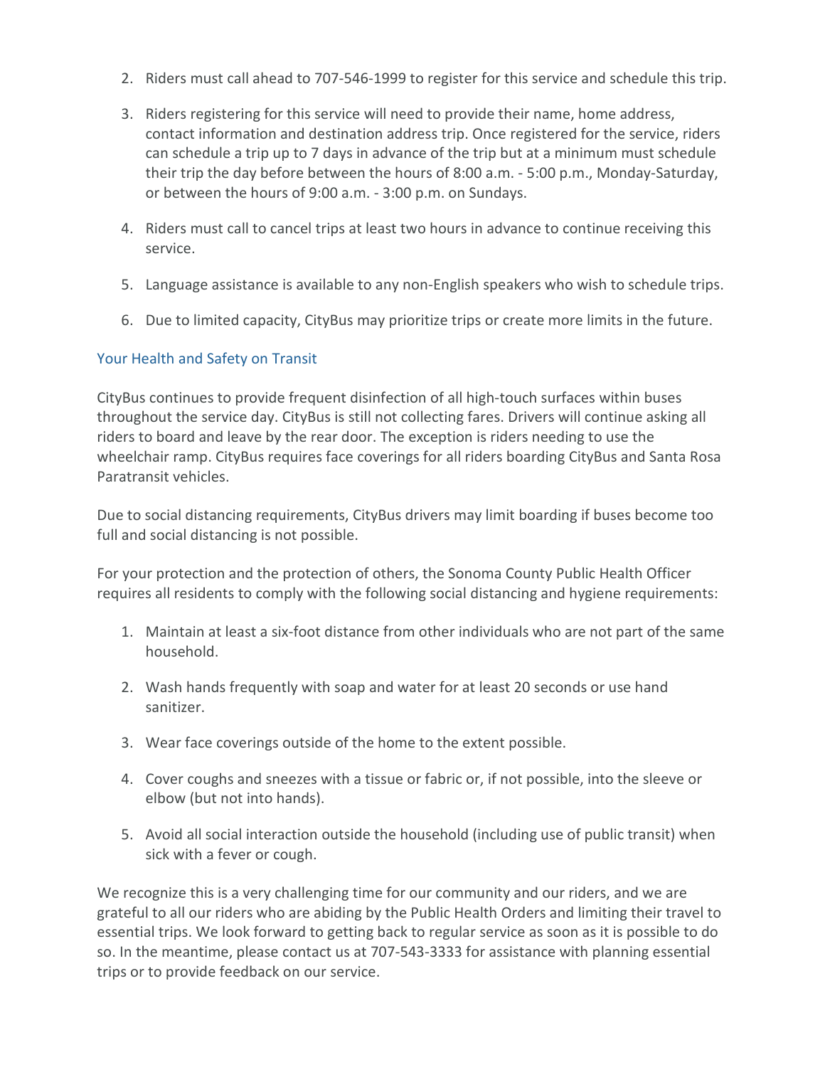2. Riders must call ahead to 707-546-1999 to register for this service and schedule this trip.

3. Riders registering for this service will need to provide their name, home address, contact information and destination address trip. Once registered for the service, riders can schedule a trip up to 7 days in advance of the trip but at a minimum must schedule their trip the day before between the hours of 8:00 a.m. - 5:00 p.m., Monday-Saturday, or between the hours of 9:00 a.m. - 3:00 p.m. on Sundays.

4. Riders must call to cancel trips at least two hours in advance to continue receiving this service.

5. Language assistance is available to any non-English speakers who wish to schedule trips.

6. Due to limited capacity, CityBus may prioritize trips or create more limits in the future.

## Your Health and Safety on Transit

CityBus continues to provide frequent disinfection of all high-touch surfaces within buses throughout the service day. CityBus is still not collecting fares. Drivers will continue asking all riders to board and leave by the rear door. The exception is riders needing to use the wheelchair ramp. CityBus requires face coverings for all riders boarding CityBus and Santa Rosa Paratransit vehicles.

Due to social distancing requirements, CityBus drivers may limit boarding if buses become too full and social distancing is not possible.

For your protection and the protection of others, the Sonoma County Public Health Officer requires all residents to comply with the following social distancing and hygiene requirements:

1. Maintain at least a six-foot distance from other individuals who are not part of the same household.

2. Wash hands frequently with soap and water for at least 20 seconds or use hand sanitizer.

3. Wear face coverings outside of the home to the extent possible.

4. Cover coughs and sneezes with a tissue or fabric or, if not possible, into the sleeve or elbow (but not into hands).

5. Avoid all social interaction outside the household (including use of public transit) when sick with a fever or cough.

We recognize this is a very challenging time for our community and our riders, and we are grateful to all our riders who are abiding by the Public Health Orders and limiting their travel to essential trips. We look forward to getting back to regular service as soon as it is possible to do so. In the meantime, please contact us at 707-543-3333 for assistance with planning essential trips or to provide feedback on our service.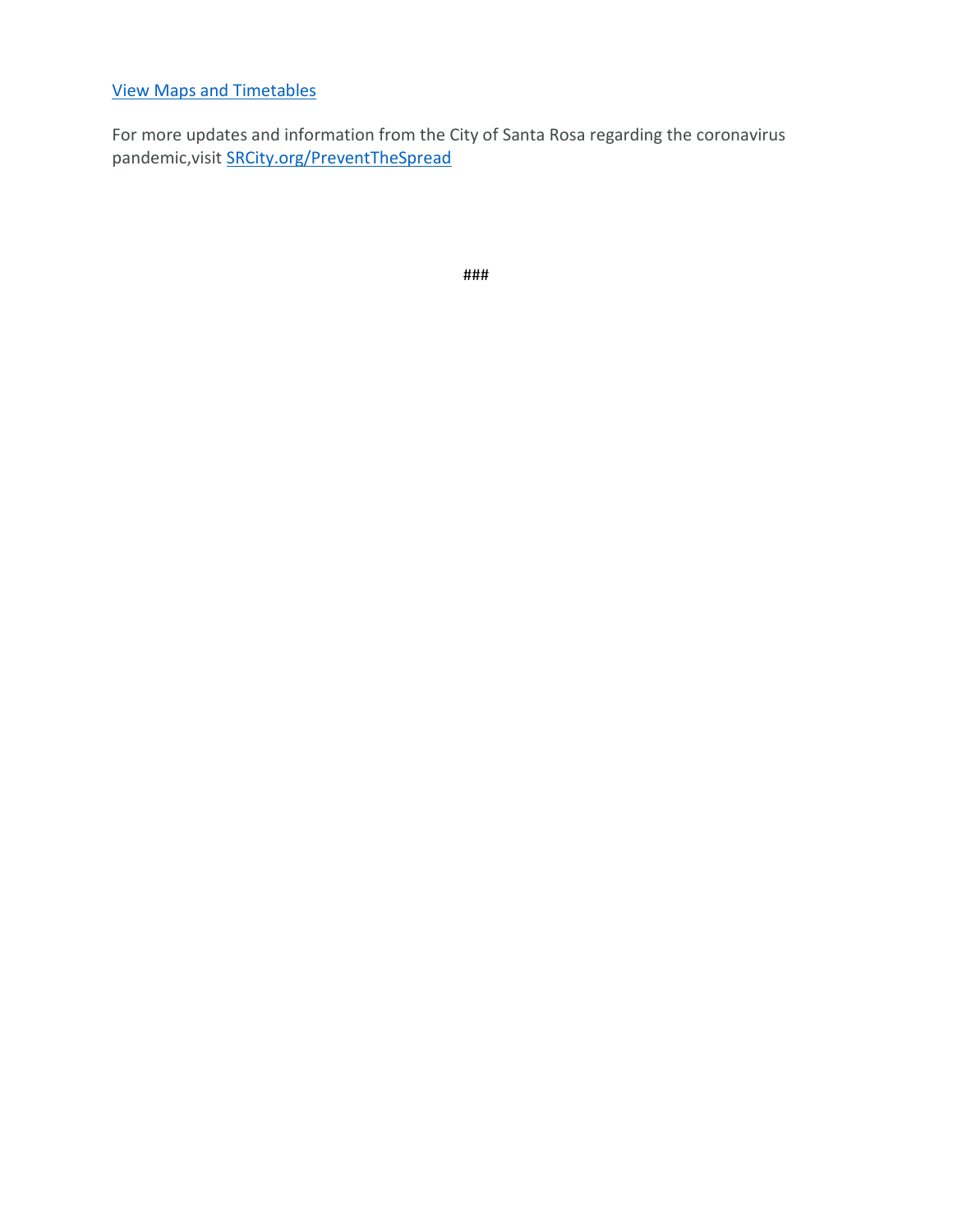[View Maps and Timetables]

For more updates and information from the City of Santa Rosa regarding the coronavirus pandemic,visit [SRCity.org/PreventTheSpread]

###